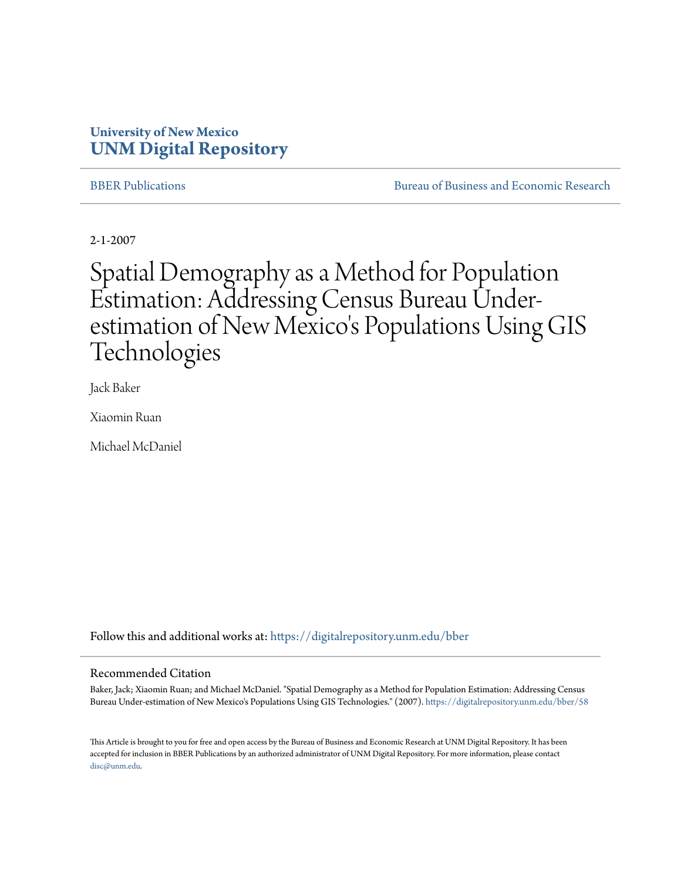**University of New Mexico**
**UNM Digital Repository**

BBER Publications | Bureau of Business and Economic Research

2-1-2007

# Spatial Demography as a Method for Population Estimation: Addressing Census Bureau Under-estimation of New Mexico's Populations Using GIS Technologies

Jack Baker

Xiaomin Ruan

Michael McDaniel

Follow this and additional works at: https://digitalrepository.unm.edu/bber

## Recommended Citation

Baker, Jack; Xiaomin Ruan; and Michael McDaniel. "Spatial Demography as a Method for Population Estimation: Addressing Census Bureau Under-estimation of New Mexico's Populations Using GIS Technologies." (2007). https://digitalrepository.unm.edu/bber/58

This Article is brought to you for free and open access by the Bureau of Business and Economic Research at UNM Digital Repository. It has been accepted for inclusion in BBER Publications by an authorized administrator of UNM Digital Repository. For more information, please contact disc@unm.edu.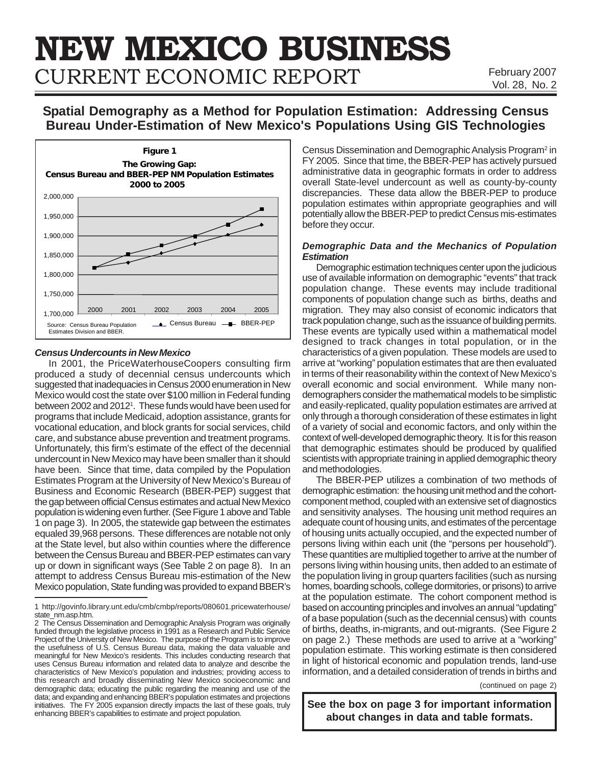# NEW MEXICO BUSINESS

CURRENT ECONOMIC REPORT

February 2007
Vol. 28, No. 2

## Spatial Demography as a Method for Population Estimation: Addressing Census Bureau Under-Estimation of New Mexico's Populations Using GIS Technologies

**Figure 1**
**The Growing Gap:**
**Census Bureau and BBER-PEP NM Population Estimates**
**2000 to 2005**

2,000,000
1,950,000
1,900,000
1,850,000
1,800,000
1,750,000
1,700,000

2000 2001 2002 2003 2004 2005

Census Bureau BBER-PEP

Source: Census Bureau Population Estimates Division and BBER.

### *Census Undercounts in New Mexico*

In 2001, the PriceWaterhouseCoopers consulting firm produced a study of decennial census undercounts which suggested that inadequacies in Census 2000 enumeration in New Mexico would cost the state over $100 million in Federal funding between 2002 and 2012[1]. These funds would have been used for programs that include Medicaid, adoption assistance, grants for vocational education, and block grants for social services, child care, and substance abuse prevention and treatment programs. Unfortunately, this firm's estimate of the effect of the decennial undercount in New Mexico may have been smaller than it should have been. Since that time, data compiled by the Population Estimates Program at the University of New Mexico's Bureau of Business and Economic Research (BBER-PEP) suggest that the gap between official Census estimates and actual New Mexico population is widening even further. (See Figure 1 above and Table 1 on page 3). In 2005, the statewide gap between the estimates equaled 39,968 persons. These differences are notable not only at the State level, but also within counties where the difference between the Census Bureau and BBER-PEP estimates can vary up or down in significant ways (See Table 2 on page 8). In an attempt to address Census Bureau mis-estimation of the New Mexico population, State funding was provided to expand BBER's Census Dissemination and Demographic Analysis Program[2] in FY 2005. Since that time, the BBER-PEP has actively pursued administrative data in geographic formats in order to address overall State-level undercount as well as county-by-county discrepancies. These data allow the BBER-PEP to produce population estimates within appropriate geographies and will potentially allow the BBER-PEP to predict Census mis-estimates before they occur.

### *Demographic Data and the Mechanics of Population Estimation*

Demographic estimation techniques center upon the judicious use of available information on demographic "events" that track population change. These events may include traditional components of population change such as births, deaths and migration. They may also consist of economic indicators that track population change, such as the issuance of building permits. These events are typically used within a mathematical model designed to track changes in total population, or in the characteristics of a given population. These models are used to arrive at "working" population estimates that are then evaluated in terms of their reasonability within the context of New Mexico's overall economic and social environment. While many non-demographers consider the mathematical models to be simplistic and easily-replicated, quality population estimates are arrived at only through a thorough consideration of these estimates in light of a variety of social and economic factors, and only within the context of well-developed demographic theory. It is for this reason that demographic estimates should be produced by qualified scientists with appropriate training in applied demographic theory and methodologies.

The BBER-PEP utilizes a combination of two methods of demographic estimation: the housing unit method and the cohort-component method, coupled with an extensive set of diagnostics and sensitivity analyses. The housing unit method requires an adequate count of housing units, and estimates of the percentage of housing units actually occupied, and the expected number of persons living within each unit (the "persons per household"). These quantities are multiplied together to arrive at the number of persons living within housing units, then added to an estimate of the population living in group quarters facilities (such as nursing homes, boarding schools, college dormitories, or prisons) to arrive at the population estimate. The cohort component method is based on accounting principles and involves an annual "updating" of a base population (such as the decennial census) with counts of births, deaths, in-migrants, and out-migrants. (See Figure 2 on page 2.) These methods are used to arrive at a "working" population estimate. This working estimate is then considered in light of historical economic and population trends, land-use information, and a detailed consideration of trends in births and

(continued on page 2)

---

1 http://govinfo.library.unt.edu/cmb/cmbp/reports/080601.pricewaterhouse/state_nm.asp.htm.

2 The Census Dissemination and Demographic Analysis Program was originally funded through the legislative process in 1991 as a Research and Public Service Project of the University of New Mexico. The purpose of the Program is to improve the usefulness of U.S. Census Bureau data, making the data valuable and meaningful for New Mexico's residents. This includes conducting research that uses Census Bureau information and related data to analyze and describe the characteristics of New Mexico's population and industries; providing access to this research and broadly disseminating New Mexico socioeconomic and demographic data; educating the public regarding the meaning and use of the data; and expanding and enhancing BBER's population estimates and projections initiatives. The FY 2005 expansion directly impacts the last of these goals, truly enhancing BBER's capabilities to estimate and project population.

**See the box on page 3 for important information about changes in data and table formats.**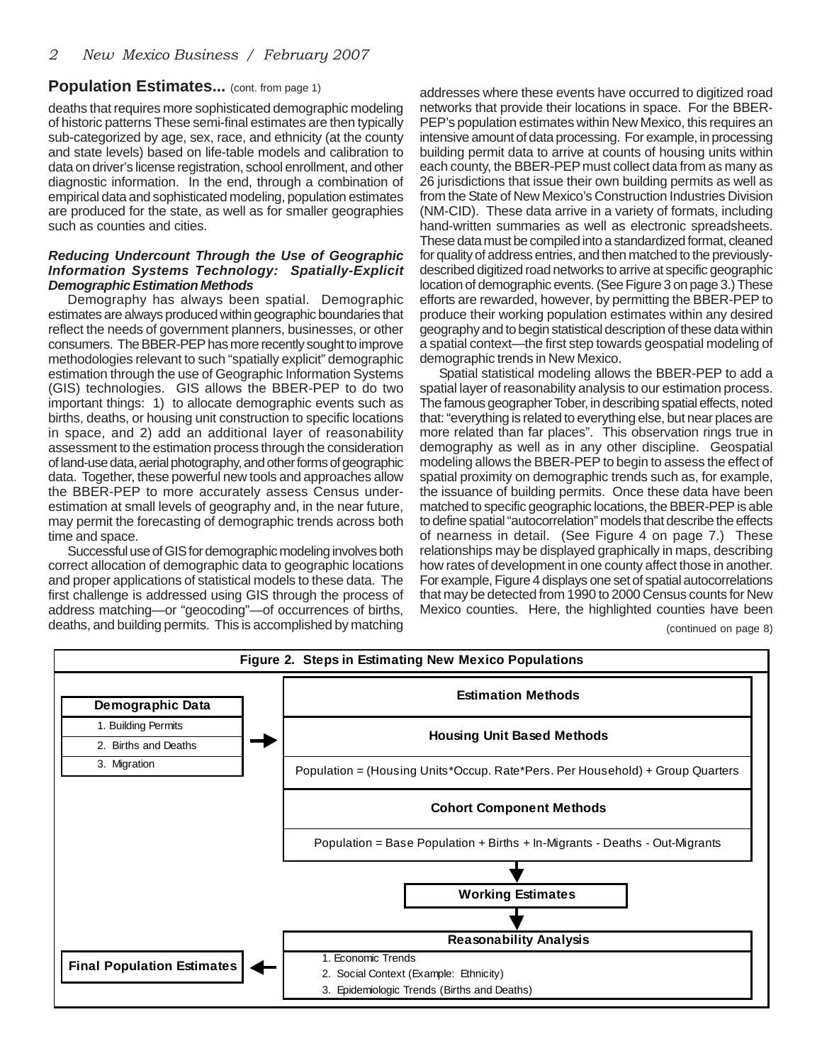## Population Estimates... (cont. from page 1)

deaths that requires more sophisticated demographic modeling of historic patterns These semi-final estimates are then typically sub-categorized by age, sex, race, and ethnicity (at the county and state levels) based on life-table models and calibration to data on driver's license registration, school enrollment, and other diagnostic information. In the end, through a combination of empirical data and sophisticated modeling, population estimates are produced for the state, as well as for smaller geographies such as counties and cities.

### *Reducing Undercount Through the Use of Geographic Information Systems Technology: Spatially-Explicit Demographic Estimation Methods*

Demography has always been spatial. Demographic estimates are always produced within geographic boundaries that reflect the needs of government planners, businesses, or other consumers. The BBER-PEP has more recently sought to improve methodologies relevant to such "spatially explicit" demographic estimation through the use of Geographic Information Systems (GIS) technologies. GIS allows the BBER-PEP to do two important things: 1) to allocate demographic events such as births, deaths, or housing unit construction to specific locations in space, and 2) add an additional layer of reasonability assessment to the estimation process through the consideration of land-use data, aerial photography, and other forms of geographic data. Together, these powerful new tools and approaches allow the BBER-PEP to more accurately assess Census under-estimation at small levels of geography and, in the near future, may permit the forecasting of demographic trends across both time and space.

Successful use of GIS for demographic modeling involves both correct allocation of demographic data to geographic locations and proper applications of statistical models to these data. The first challenge is addressed using GIS through the process of address matching—or "geocoding"—of occurrences of births, deaths, and building permits. This is accomplished by matching addresses where these events have occurred to digitized road networks that provide their locations in space. For the BBER-PEP's population estimates within New Mexico, this requires an intensive amount of data processing. For example, in processing building permit data to arrive at counts of housing units within each county, the BBER-PEP must collect data from as many as 26 jurisdictions that issue their own building permits as well as from the State of New Mexico's Construction Industries Division (NM-CID). These data arrive in a variety of formats, including hand-written summaries as well as electronic spreadsheets. These data must be compiled into a standardized format, cleaned for quality of address entries, and then matched to the previously-described digitized road networks to arrive at specific geographic location of demographic events. (See Figure 3 on page 3.) These efforts are rewarded, however, by permitting the BBER-PEP to produce their working population estimates within any desired geography and to begin statistical description of these data within a spatial context—the first step towards geospatial modeling of demographic trends in New Mexico.

Spatial statistical modeling allows the BBER-PEP to add a spatial layer of reasonability analysis to our estimation process. The famous geographer Tober, in describing spatial effects, noted that: "everything is related to everything else, but near places are more related than far places". This observation rings true in demography as well as in any other discipline. Geospatial modeling allows the BBER-PEP to begin to assess the effect of spatial proximity on demographic trends such as, for example, the issuance of building permits. Once these data have been matched to specific geographic locations, the BBER-PEP is able to define spatial "autocorrelation" models that describe the effects of nearness in detail. (See Figure 4 on page 7.) These relationships may be displayed graphically in maps, describing how rates of development in one county affect those in another. For example, Figure 4 displays one set of spatial autocorrelations that may be detected from 1990 to 2000 Census counts for New Mexico counties. Here, the highlighted counties have been

(continued on page 8)

**Figure 2. Steps in Estimating New Mexico Populations**

**Demographic Data**
1. Building Permits
2. Births and Deaths
3. Migration

→

**Estimation Methods**

**Housing Unit Based Methods**

Population = (Housing Units*Occup. Rate*Pers. Per Household) + Group Quarters

**Cohort Component Methods**

Population = Base Population + Births + In-Migrants - Deaths - Out-Migrants

↓

**Working Estimates**

↓

**Reasonability Analysis**
1. Economic Trends
2. Social Context (Example: Ethnicity)
3. Epidemiologic Trends (Births and Deaths)

←

**Final Population Estimates**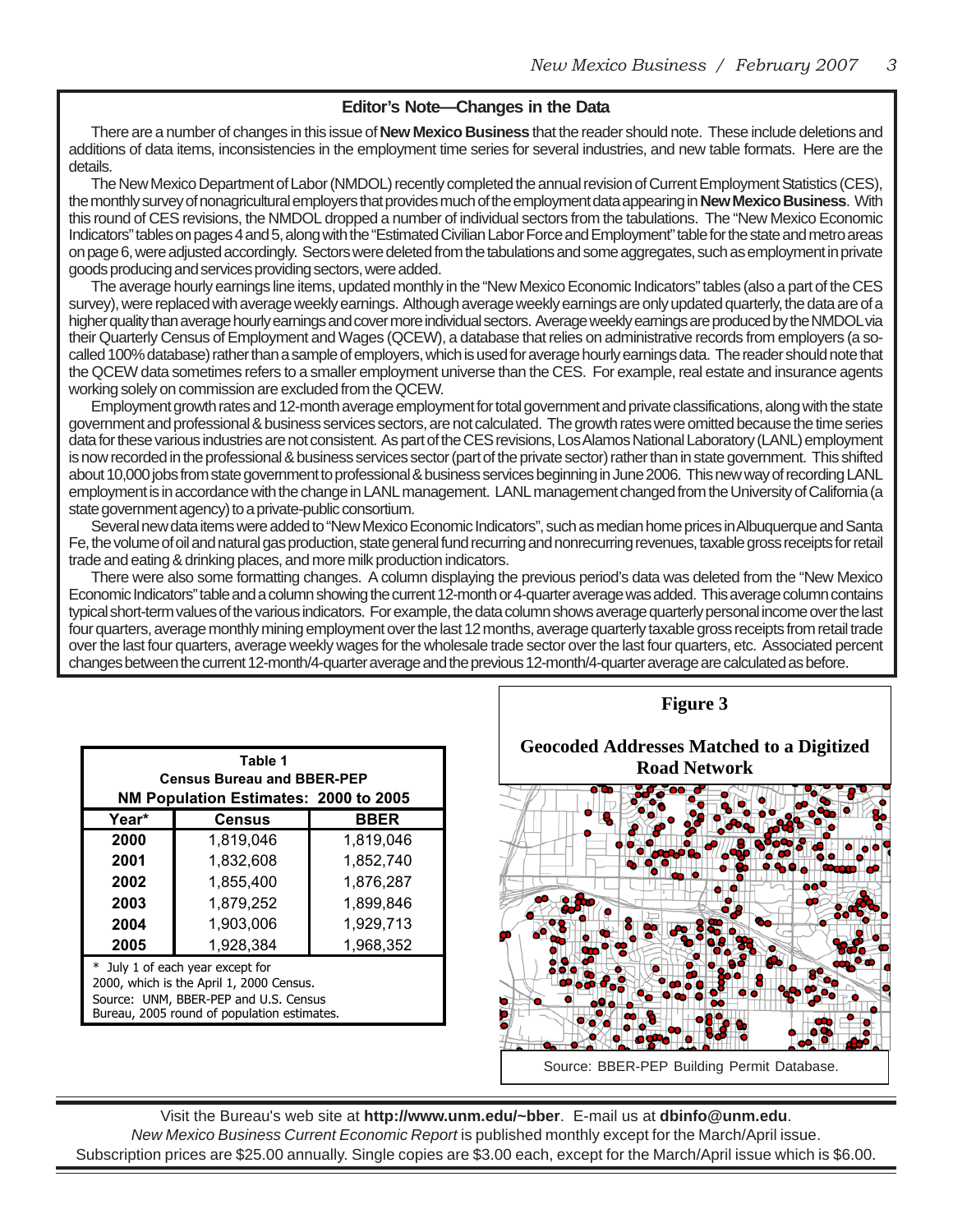## Editor's Note—Changes in the Data

There are a number of changes in this issue of **New Mexico Business** that the reader should note. These include deletions and additions of data items, inconsistencies in the employment time series for several industries, and new table formats. Here are the details.

The New Mexico Department of Labor (NMDOL) recently completed the annual revision of Current Employment Statistics (CES), the monthly survey of nonagricultural employers that provides much of the employment data appearing in **New Mexico Business**. With this round of CES revisions, the NMDOL dropped a number of individual sectors from the tabulations. The "New Mexico Economic Indicators" tables on pages 4 and 5, along with the "Estimated Civilian Labor Force and Employment" table for the state and metro areas on page 6, were adjusted accordingly. Sectors were deleted from the tabulations and some aggregates, such as employment in private goods producing and services providing sectors, were added.

The average hourly earnings line items, updated monthly in the "New Mexico Economic Indicators" tables (also a part of the CES survey), were replaced with average weekly earnings. Although average weekly earnings are only updated quarterly, the data are of a higher quality than average hourly earnings and cover more individual sectors. Average weekly earnings are produced by the NMDOL via their Quarterly Census of Employment and Wages (QCEW), a database that relies on administrative records from employers (a so-called 100% database) rather than a sample of employers, which is used for average hourly earnings data. The reader should note that the QCEW data sometimes refers to a smaller employment universe than the CES. For example, real estate and insurance agents working solely on commission are excluded from the QCEW.

Employment growth rates and 12-month average employment for total government and private classifications, along with the state government and professional & business services sectors, are not calculated. The growth rates were omitted because the time series data for these various industries are not consistent. As part of the CES revisions, Los Alamos National Laboratory (LANL) employment is now recorded in the professional & business services sector (part of the private sector) rather than in state government. This shifted about 10,000 jobs from state government to professional & business services beginning in June 2006. This new way of recording LANL employment is in accordance with the change in LANL management. LANL management changed from the University of California (a state government agency) to a private-public consortium.

Several new data items were added to "New Mexico Economic Indicators", such as median home prices in Albuquerque and Santa Fe, the volume of oil and natural gas production, state general fund recurring and nonrecurring revenues, taxable gross receipts for retail trade and eating & drinking places, and more milk production indicators.

There were also some formatting changes. A column displaying the previous period's data was deleted from the "New Mexico Economic Indicators" table and a column showing the current 12-month or 4-quarter average was added. This average column contains typical short-term values of the various indicators. For example, the data column shows average quarterly personal income over the last four quarters, average monthly mining employment over the last 12 months, average quarterly taxable gross receipts from retail trade over the last four quarters, average weekly wages for the wholesale trade sector over the last four quarters, etc. Associated percent changes between the current 12-month/4-quarter average and the previous 12-month/4-quarter average are calculated as before.

**Table 1**
**Census Bureau and BBER-PEP**
**NM Population Estimates: 2000 to 2005**

| Year* | Census | BBER |
|---|---|---|
| 2000 | 1,819,046 | 1,819,046 |
| 2001 | 1,832,608 | 1,852,740 |
| 2002 | 1,855,400 | 1,876,287 |
| 2003 | 1,879,252 | 1,899,846 |
| 2004 | 1,903,006 | 1,929,713 |
| 2005 | 1,928,384 | 1,968,352 |

\* July 1 of each year except for 2000, which is the April 1, 2000 Census.
Source: UNM, BBER-PEP and U.S. Census Bureau, 2005 round of population estimates.

**Figure 3**

**Geocoded Addresses Matched to a Digitized Road Network**

Source: BBER-PEP Building Permit Database.

Visit the Bureau's web site at **http://www.unm.edu/~bber**. E-mail us at **dbinfo@unm.edu**.
*New Mexico Business Current Economic Report* is published monthly except for the March/April issue.
Subscription prices are $25.00 annually. Single copies are $3.00 each, except for the March/April issue which is $6.00.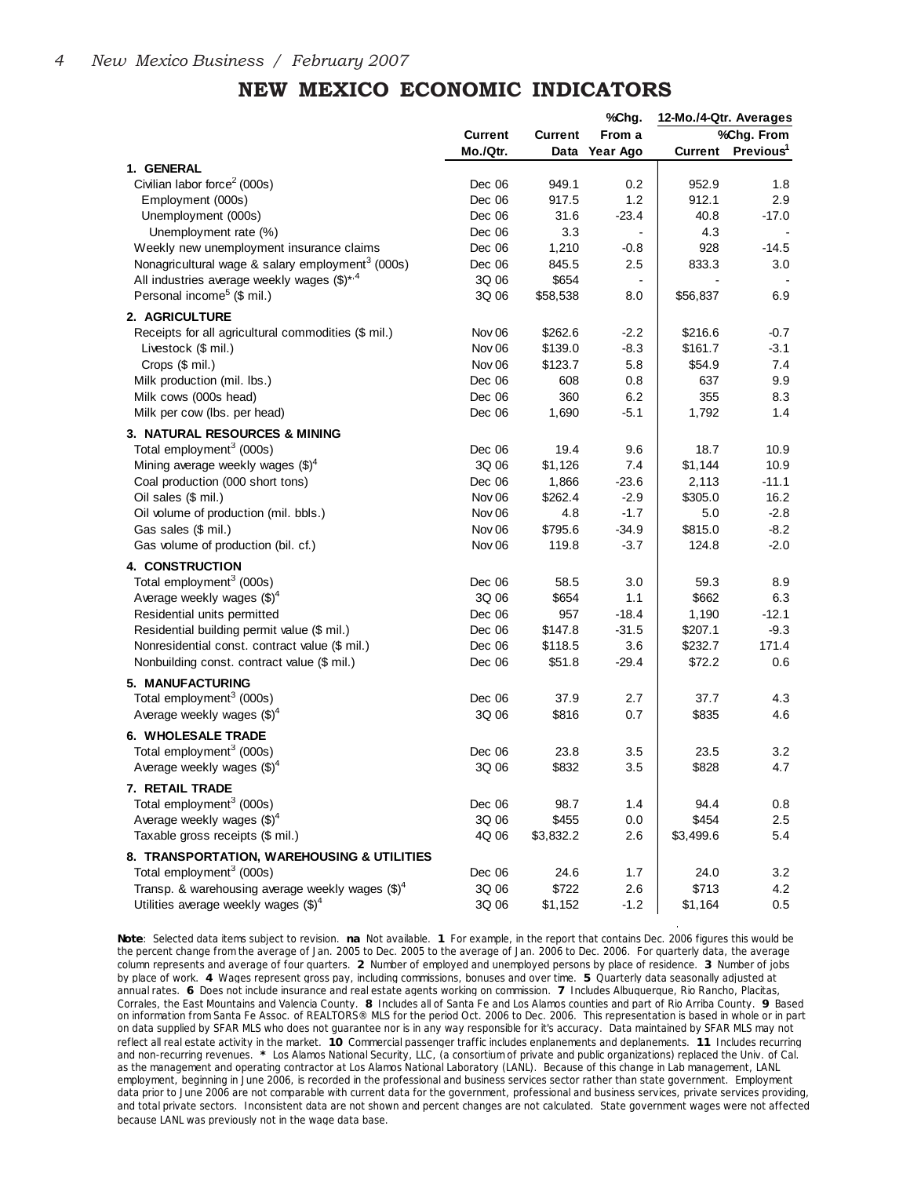# NEW MEXICO ECONOMIC INDICATORS

| | Current Mo./Qtr. | Current Data | %Chg. From a Year Ago | 12-Mo./4-Qtr. Averages Current | 12-Mo./4-Qtr. Averages %Chg. From Previous[1] |
|---|---|---|---|---|---|
| **1. GENERAL** | | | | | |
| Civilian labor force[2] (000s) | Dec 06 | 949.1 | 0.2 | 952.9 | 1.8 |
| Employment (000s) | Dec 06 | 917.5 | 1.2 | 912.1 | 2.9 |
| Unemployment (000s) | Dec 06 | 31.6 | -23.4 | 40.8 | -17.0 |
| Unemployment rate (%) | Dec 06 | 3.3 | - | 4.3 | - |
| Weekly new unemployment insurance claims | Dec 06 | 1,210 | -0.8 | 928 | -14.5 |
| Nonagricultural wage & salary employment[3] (000s) | Dec 06 | 845.5 | 2.5 | 833.3 | 3.0 |
| All industries average weekly wages ($)*[,4] | 3Q 06 | $654 | - | - | - |
| Personal income[5] ($ mil.) | 3Q 06 | $58,538 | 8.0 | $56,837 | 6.9 |
| **2. AGRICULTURE** | | | | | |
| Receipts for all agricultural commodities ($ mil.) | Nov 06 | $262.6 | -2.2 | $216.6 | -0.7 |
| Livestock ($ mil.) | Nov 06 | $139.0 | -8.3 | $161.7 | -3.1 |
| Crops ($ mil.) | Nov 06 | $123.7 | 5.8 | $54.9 | 7.4 |
| Milk production (mil. lbs.) | Dec 06 | 608 | 0.8 | 637 | 9.9 |
| Milk cows (000s head) | Dec 06 | 360 | 6.2 | 355 | 8.3 |
| Milk per cow (lbs. per head) | Dec 06 | 1,690 | -5.1 | 1,792 | 1.4 |
| **3. NATURAL RESOURCES & MINING** | | | | | |
| Total employment[3] (000s) | Dec 06 | 19.4 | 9.6 | 18.7 | 10.9 |
| Mining average weekly wages ($)[4] | 3Q 06 | $1,126 | 7.4 | $1,144 | 10.9 |
| Coal production (000 short tons) | Dec 06 | 1,866 | -23.6 | 2,113 | -11.1 |
| Oil sales ($ mil.) | Nov 06 | $262.4 | -2.9 | $305.0 | 16.2 |
| Oil volume of production (mil. bbls.) | Nov 06 | 4.8 | -1.7 | 5.0 | -2.8 |
| Gas sales ($ mil.) | Nov 06 | $795.6 | -34.9 | $815.0 | -8.2 |
| Gas volume of production (bil. cf.) | Nov 06 | 119.8 | -3.7 | 124.8 | -2.0 |
| **4. CONSTRUCTION** | | | | | |
| Total employment[3] (000s) | Dec 06 | 58.5 | 3.0 | 59.3 | 8.9 |
| Average weekly wages ($)[4] | 3Q 06 | $654 | 1.1 | $662 | 6.3 |
| Residential units permitted | Dec 06 | 957 | -18.4 | 1,190 | -12.1 |
| Residential building permit value ($ mil.) | Dec 06 | $147.8 | -31.5 | $207.1 | -9.3 |
| Nonresidential const. contract value ($ mil.) | Dec 06 | $118.5 | 3.6 | $232.7 | 171.4 |
| Nonbuilding const. contract value ($ mil.) | Dec 06 | $51.8 | -29.4 | $72.2 | 0.6 |
| **5. MANUFACTURING** | | | | | |
| Total employment[3] (000s) | Dec 06 | 37.9 | 2.7 | 37.7 | 4.3 |
| Average weekly wages ($)[4] | 3Q 06 | $816 | 0.7 | $835 | 4.6 |
| **6. WHOLESALE TRADE** | | | | | |
| Total employment[3] (000s) | Dec 06 | 23.8 | 3.5 | 23.5 | 3.2 |
| Average weekly wages ($)[4] | 3Q 06 | $832 | 3.5 | $828 | 4.7 |
| **7. RETAIL TRADE** | | | | | |
| Total employment[3] (000s) | Dec 06 | 98.7 | 1.4 | 94.4 | 0.8 |
| Average weekly wages ($)[4] | 3Q 06 | $455 | 0.0 | $454 | 2.5 |
| Taxable gross receipts ($ mil.) | 4Q 06 | $3,832.2 | 2.6 | $3,499.6 | 5.4 |
| **8. TRANSPORTATION, WAREHOUSING & UTILITIES** | | | | | |
| Total employment[3] (000s) | Dec 06 | 24.6 | 1.7 | 24.0 | 3.2 |
| Transp. & warehousing average weekly wages ($)[4] | 3Q 06 | $722 | 2.6 | $713 | 4.2 |
| Utilities average weekly wages ($)[4] | 3Q 06 | $1,152 | -1.2 | $1,164 | 0.5 |

**Note**: Selected data items subject to revision. **na** Not available. **1** For example, in the report that contains Dec. 2006 figures this would be the percent change from the average of Jan. 2005 to Dec. 2005 to the average of Jan. 2006 to Dec. 2006. For quarterly data, the average column represents and average of four quarters. **2** Number of employed and unemployed persons by place of residence. **3** Number of jobs by place of work. **4** Wages represent gross pay, including commissions, bonuses and over time. **5** Quarterly data seasonally adjusted at annual rates. **6** Does not include insurance and real estate agents working on commission. **7** Includes Albuquerque, Rio Rancho, Placitas, Corrales, the East Mountains and Valencia County. **8** Includes all of Santa Fe and Los Alamos counties and part of Rio Arriba County. **9** Based on information from Santa Fe Assoc. of REALTORS® MLS for the period Oct. 2006 to Dec. 2006. This representation is based in whole or in part on data supplied by SFAR MLS who does not guarantee nor is in any way responsible for it's accuracy. Data maintained by SFAR MLS may not reflect all real estate activity in the market. **10** Commercial passenger traffic includes enplanements and deplanements. **11** Includes recurring and non-recurring revenues. ***** Los Alamos National Security, LLC, (a consortium of private and public organizations) replaced the Univ. of Cal. as the management and operating contractor at Los Alamos National Laboratory (LANL). Because of this change in Lab management, LANL employment, beginning in June 2006, is recorded in the professional and business services sector rather than state government. Employment data prior to June 2006 are not comparable with current data for the government, professional and business services, private services providing, and total private sectors. Inconsistent data are not shown and percent changes are not calculated. State government wages were not affected because LANL was previously not in the wage data base.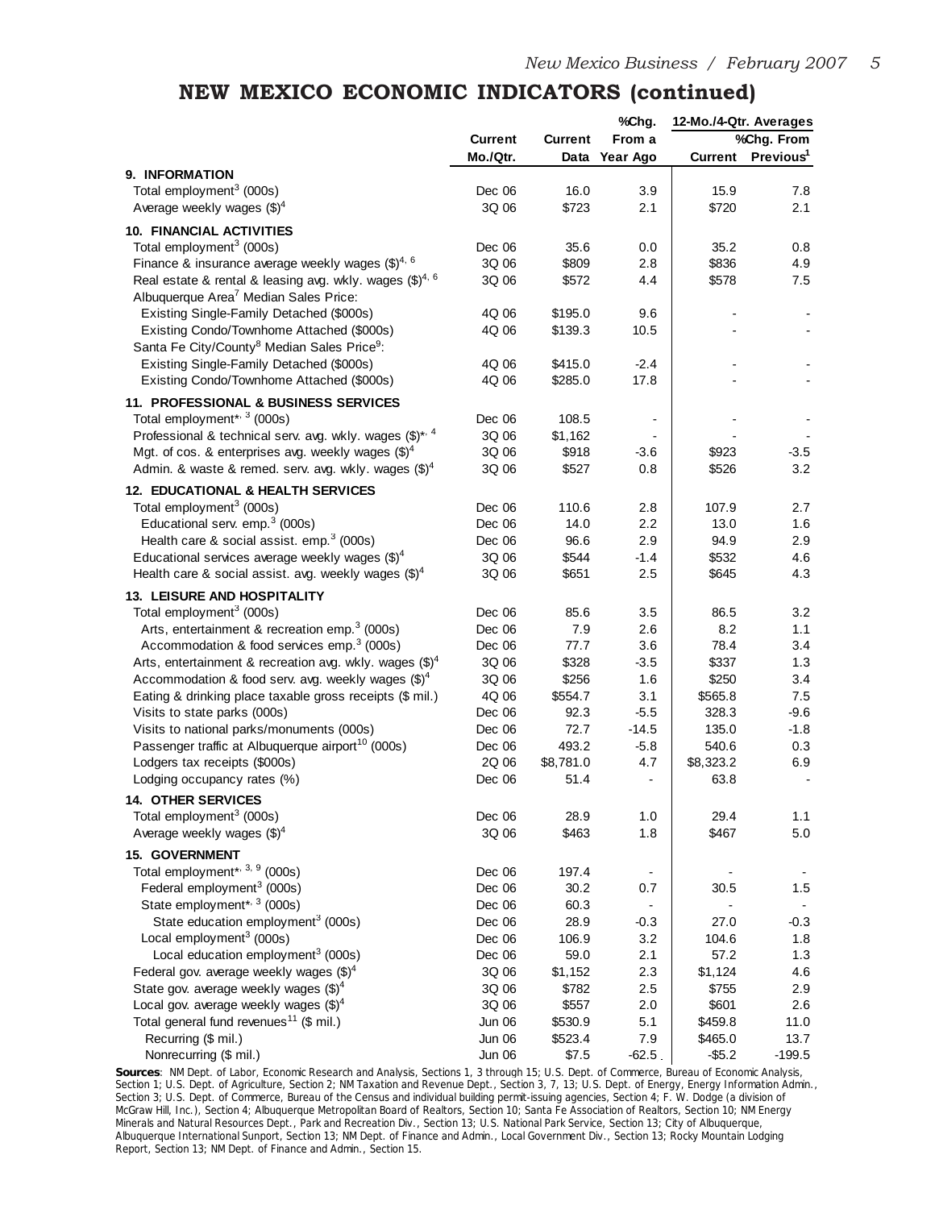# NEW MEXICO ECONOMIC INDICATORS (continued)

| | Current Mo./Qtr. | Current Data | %Chg. From a Year Ago | 12-Mo./4-Qtr. Averages Current | %Chg. From Previous[1] |
|---|---|---|---|---|---|
| **9. INFORMATION** | | | | | |
| Total employment[3] (000s) | Dec 06 | 16.0 | 3.9 | 15.9 | 7.8 |
| Average weekly wages ($)[4] | 3Q 06 | $723 | 2.1 | $720 | 2.1 |
| **10. FINANCIAL ACTIVITIES** | | | | | |
| Total employment[3] (000s) | Dec 06 | 35.6 | 0.0 | 35.2 | 0.8 |
| Finance & insurance average weekly wages ($)[4, 6] | 3Q 06 | $809 | 2.8 | $836 | 4.9 |
| Real estate & rental & leasing avg. wkly. wages ($)[4, 6] | 3Q 06 | $572 | 4.4 | $578 | 7.5 |
| Albuquerque Area[7] Median Sales Price: | | | | | |
| Existing Single-Family Detached ($000s) | 4Q 06 | $195.0 | 9.6 | - | - |
| Existing Condo/Townhome Attached ($000s) | 4Q 06 | $139.3 | 10.5 | - | - |
| Santa Fe City/County[8] Median Sales Price[9]: | | | | | |
| Existing Single-Family Detached ($000s) | 4Q 06 | $415.0 | -2.4 | - | - |
| Existing Condo/Townhome Attached ($000s) | 4Q 06 | $285.0 | 17.8 | - | - |
| **11. PROFESSIONAL & BUSINESS SERVICES** | | | | | |
| Total employment*[, 3] (000s) | Dec 06 | 108.5 | - | - | - |
| Professional & technical serv. avg. wkly. wages ($)*[, 4] | 3Q 06 | $1,162 | - | - | - |
| Mgt. of cos. & enterprises avg. weekly wages ($)[4] | 3Q 06 | $918 | -3.6 | $923 | -3.5 |
| Admin. & waste & remed. serv. avg. wkly. wages ($)[4] | 3Q 06 | $527 | 0.8 | $526 | 3.2 |
| **12. EDUCATIONAL & HEALTH SERVICES** | | | | | |
| Total employment[3] (000s) | Dec 06 | 110.6 | 2.8 | 107.9 | 2.7 |
| Educational serv. emp.[3] (000s) | Dec 06 | 14.0 | 2.2 | 13.0 | 1.6 |
| Health care & social assist. emp.[3] (000s) | Dec 06 | 96.6 | 2.9 | 94.9 | 2.9 |
| Educational services average weekly wages ($)[4] | 3Q 06 | $544 | -1.4 | $532 | 4.6 |
| Health care & social assist. avg. weekly wages ($)[4] | 3Q 06 | $651 | 2.5 | $645 | 4.3 |
| **13. LEISURE AND HOSPITALITY** | | | | | |
| Total employment[3] (000s) | Dec 06 | 85.6 | 3.5 | 86.5 | 3.2 |
| Arts, entertainment & recreation emp.[3] (000s) | Dec 06 | 7.9 | 2.6 | 8.2 | 1.1 |
| Accommodation & food services emp.[3] (000s) | Dec 06 | 77.7 | 3.6 | 78.4 | 3.4 |
| Arts, entertainment & recreation avg. wkly. wages ($)[4] | 3Q 06 | $328 | -3.5 | $337 | 1.3 |
| Accommodation & food serv. avg. weekly wages ($)[4] | 3Q 06 | $256 | 1.6 | $250 | 3.4 |
| Eating & drinking place taxable gross receipts ($ mil.) | 4Q 06 | $554.7 | 3.1 | $565.8 | 7.5 |
| Visits to state parks (000s) | Dec 06 | 92.3 | -5.5 | 328.3 | -9.6 |
| Visits to national parks/monuments (000s) | Dec 06 | 72.7 | -14.5 | 135.0 | -1.8 |
| Passenger traffic at Albuquerque airport[10] (000s) | Dec 06 | 493.2 | -5.8 | 540.6 | 0.3 |
| Lodgers tax receipts ($000s) | 2Q 06 | $8,781.0 | 4.7 | $8,323.2 | 6.9 |
| Lodging occupancy rates (%) | Dec 06 | 51.4 | - | 63.8 | - |
| **14. OTHER SERVICES** | | | | | |
| Total employment[3] (000s) | Dec 06 | 28.9 | 1.0 | 29.4 | 1.1 |
| Average weekly wages ($)[4] | 3Q 06 | $463 | 1.8 | $467 | 5.0 |
| **15. GOVERNMENT** | | | | | |
| Total employment*[, 3, 9] (000s) | Dec 06 | 197.4 | - | - | - |
| Federal employment[3] (000s) | Dec 06 | 30.2 | 0.7 | 30.5 | 1.5 |
| State employment*[, 3] (000s) | Dec 06 | 60.3 | - | - | - |
| State education employment[3] (000s) | Dec 06 | 28.9 | -0.3 | 27.0 | -0.3 |
| Local employment[3] (000s) | Dec 06 | 106.9 | 3.2 | 104.6 | 1.8 |
| Local education employment[3] (000s) | Dec 06 | 59.0 | 2.1 | 57.2 | 1.3 |
| Federal gov. average weekly wages ($)[4] | 3Q 06 | $1,152 | 2.3 | $1,124 | 4.6 |
| State gov. average weekly wages ($)[4] | 3Q 06 | $782 | 2.5 | $755 | 2.9 |
| Local gov. average weekly wages ($)[4] | 3Q 06 | $557 | 2.0 | $601 | 2.6 |
| Total general fund revenues[11] ($ mil.) | Jun 06 | $530.9 | 5.1 | $459.8 | 11.0 |
| Recurring ($ mil.) | Jun 06 | $523.4 | 7.9 | $465.0 | 13.7 |
| Nonrecurring ($ mil.) | Jun 06 | $7.5 | -62.5 | -$5.2 | -199.5 |

**Sources**: NM Dept. of Labor, Economic Research and Analysis, Sections 1, 3 through 15; U.S. Dept. of Commerce, Bureau of Economic Analysis, Section 1; U.S. Dept. of Agriculture, Section 2; NM Taxation and Revenue Dept., Section 3, 7, 13; U.S. Dept. of Energy, Energy Information Admin., Section 3; U.S. Dept. of Commerce, Bureau of the Census and individual building permit-issuing agencies, Section 4; F. W. Dodge (a division of McGraw Hill, Inc.), Section 4; Albuquerque Metropolitan Board of Realtors, Section 10; Santa Fe Association of Realtors, Section 10; NM Energy Minerals and Natural Resources Dept., Park and Recreation Div., Section 13; U.S. National Park Service, Section 13; City of Albuquerque, Albuquerque International Sunport, Section 13; NM Dept. of Finance and Admin., Local Government Div., Section 13; Rocky Mountain Lodging Report, Section 13; NM Dept. of Finance and Admin., Section 15.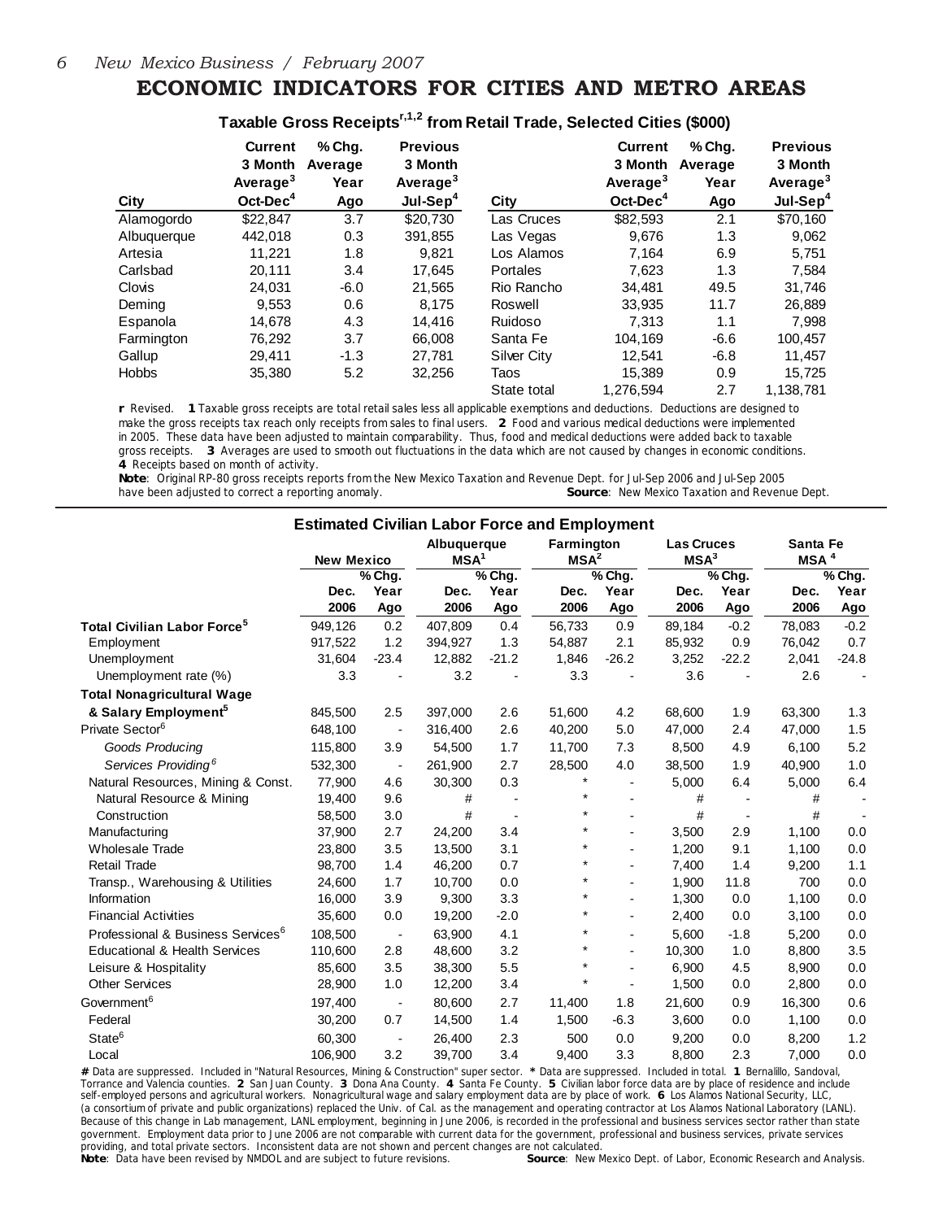# ECONOMIC INDICATORS FOR CITIES AND METRO AREAS

## Taxable Gross Receipts[r,1,2] from Retail Trade, Selected Cities ($000)

| City | Current 3 Month Average[3] Oct-Dec[4] | % Chg. Average Year Ago | Previous 3 Month Average[3] Jul-Sep[4] | City | Current 3 Month Average[3] Oct-Dec[4] | % Chg. Average Year Ago | Previous 3 Month Average[3] Jul-Sep[4] |
|---|---|---|---|---|---|---|---|
| Alamogordo | $22,847 | 3.7 | $20,730 | Las Cruces | $82,593 | 2.1 | $70,160 |
| Albuquerque | 442,018 | 0.3 | 391,855 | Las Vegas | 9,676 | 1.3 | 9,062 |
| Artesia | 11,221 | 1.8 | 9,821 | Los Alamos | 7,164 | 6.9 | 5,751 |
| Carlsbad | 20,111 | 3.4 | 17,645 | Portales | 7,623 | 1.3 | 7,584 |
| Clovis | 24,031 | -6.0 | 21,565 | Rio Rancho | 34,481 | 49.5 | 31,746 |
| Deming | 9,553 | 0.6 | 8,175 | Roswell | 33,935 | 11.7 | 26,889 |
| Espanola | 14,678 | 4.3 | 14,416 | Ruidoso | 7,313 | 1.1 | 7,998 |
| Farmington | 76,292 | 3.7 | 66,008 | Santa Fe | 104,169 | -6.6 | 100,457 |
| Gallup | 29,411 | -1.3 | 27,781 | Silver City | 12,541 | -6.8 | 11,457 |
| Hobbs | 35,380 | 5.2 | 32,256 | Taos | 15,389 | 0.9 | 15,725 |
| | | | | State total | 1,276,594 | 2.7 | 1,138,781 |

**r** Revised. **1** Taxable gross receipts are total retail sales less all applicable exemptions and deductions. Deductions are designed to make the gross receipts tax reach only receipts from sales to final users. **2** Food and various medical deductions were implemented in 2005. These data have been adjusted to maintain comparability. Thus, food and medical deductions were added back to taxable gross receipts. **3** Averages are used to smooth out fluctuations in the data which are not caused by changes in economic conditions. **4** Receipts based on month of activity.

**Note**: Original RP-80 gross receipts reports from the New Mexico Taxation and Revenue Dept. for Jul-Sep 2006 and Jul-Sep 2005 have been adjusted to correct a reporting anomaly.

**Source**: New Mexico Taxation and Revenue Dept.

## Estimated Civilian Labor Force and Employment

| | New Mexico | | Albuquerque MSA[1] | | Farmington MSA[2] | | Las Cruces MSA[3] | | Santa Fe MSA[4] | |
|---|---|---|---|---|---|---|---|---|---|---|
| | Dec. 2006 | % Chg. Year Ago | Dec. 2006 | % Chg. Year Ago | Dec. 2006 | % Chg. Year Ago | Dec. 2006 | % Chg. Year Ago | Dec. 2006 | % Chg. Year Ago |
| **Total Civilian Labor Force[5]** | 949,126 | 0.2 | 407,809 | 0.4 | 56,733 | 0.9 | 89,184 | -0.2 | 78,083 | -0.2 |
| Employment | 917,522 | 1.2 | 394,927 | 1.3 | 54,887 | 2.1 | 85,932 | 0.9 | 76,042 | 0.7 |
| Unemployment | 31,604 | -23.4 | 12,882 | -21.2 | 1,846 | -26.2 | 3,252 | -22.2 | 2,041 | -24.8 |
| Unemployment rate (%) | 3.3 | - | 3.2 | - | 3.3 | - | 3.6 | - | 2.6 | - |
| **Total Nonagricultural Wage & Salary Employment[5]** | 845,500 | 2.5 | 397,000 | 2.6 | 51,600 | 4.2 | 68,600 | 1.9 | 63,300 | 1.3 |
| Private Sector[6] | 648,100 | - | 316,400 | 2.6 | 40,200 | 5.0 | 47,000 | 2.4 | 47,000 | 1.5 |
| *Goods Producing* | 115,800 | 3.9 | 54,500 | 1.7 | 11,700 | 7.3 | 8,500 | 4.9 | 6,100 | 5.2 |
| *Services Providing[6]* | 532,300 | - | 261,900 | 2.7 | 28,500 | 4.0 | 38,500 | 1.9 | 40,900 | 1.0 |
| Natural Resources, Mining & Const. | 77,900 | 4.6 | 30,300 | 0.3 | * | - | 5,000 | 6.4 | 5,000 | 6.4 |
| Natural Resource & Mining | 19,400 | 9.6 | # | - | * | - | # | - | # | - |
| Construction | 58,500 | 3.0 | # | - | * | - | # | - | # | - |
| Manufacturing | 37,900 | 2.7 | 24,200 | 3.4 | * | - | 3,500 | 2.9 | 1,100 | 0.0 |
| Wholesale Trade | 23,800 | 3.5 | 13,500 | 3.1 | * | - | 1,200 | 9.1 | 1,100 | 0.0 |
| Retail Trade | 98,700 | 1.4 | 46,200 | 0.7 | * | - | 7,400 | 1.4 | 9,200 | 1.1 |
| Transp., Warehousing & Utilities | 24,600 | 1.7 | 10,700 | 0.0 | * | - | 1,900 | 11.8 | 700 | 0.0 |
| Information | 16,000 | 3.9 | 9,300 | 3.3 | * | - | 1,300 | 0.0 | 1,100 | 0.0 |
| Financial Activities | 35,600 | 0.0 | 19,200 | -2.0 | * | - | 2,400 | 0.0 | 3,100 | 0.0 |
| Professional & Business Services[6] | 108,500 | - | 63,900 | 4.1 | * | - | 5,600 | -1.8 | 5,200 | 0.0 |
| Educational & Health Services | 110,600 | 2.8 | 48,600 | 3.2 | * | - | 10,300 | 1.0 | 8,800 | 3.5 |
| Leisure & Hospitality | 85,600 | 3.5 | 38,300 | 5.5 | * | - | 6,900 | 4.5 | 8,900 | 0.0 |
| Other Services | 28,900 | 1.0 | 12,200 | 3.4 | * | - | 1,500 | 0.0 | 2,800 | 0.0 |
| Government[6] | 197,400 | - | 80,600 | 2.7 | 11,400 | 1.8 | 21,600 | 0.9 | 16,300 | 0.6 |
| Federal | 30,200 | 0.7 | 14,500 | 1.4 | 1,500 | -6.3 | 3,600 | 0.0 | 1,100 | 0.0 |
| State[6] | 60,300 | - | 26,400 | 2.3 | 500 | 0.0 | 9,200 | 0.0 | 8,200 | 1.2 |
| Local | 106,900 | 3.2 | 39,700 | 3.4 | 9,400 | 3.3 | 8,800 | 2.3 | 7,000 | 0.0 |

**#** Data are suppressed. Included in "Natural Resources, Mining & Construction" super sector. **\*** Data are suppressed. Included in total. **1** Bernalillo, Sandoval, Torrance and Valencia counties. **2** San Juan County. **3** Dona Ana County. **4** Santa Fe County. **5** Civilian labor force data are by place of residence and include self-employed persons and agricultural workers. Nonagricultural wage and salary employment data are by place of work. **6** Los Alamos National Security, LLC, (a consortium of private and public organizations) replaced the Univ. of Cal. as the management and operating contractor at Los Alamos National Laboratory (LANL). Because of this change in Lab management, LANL employment, beginning in June 2006, is recorded in the professional and business services sector rather than state government. Employment data prior to June 2006 are not comparable with current data for the government, professional and business services, private services providing, and total private sectors. Inconsistent data are not shown and percent changes are not calculated.

**Note**: Data have been revised by NMDOL and are subject to future revisions.

**Source**: New Mexico Dept. of Labor, Economic Research and Analysis.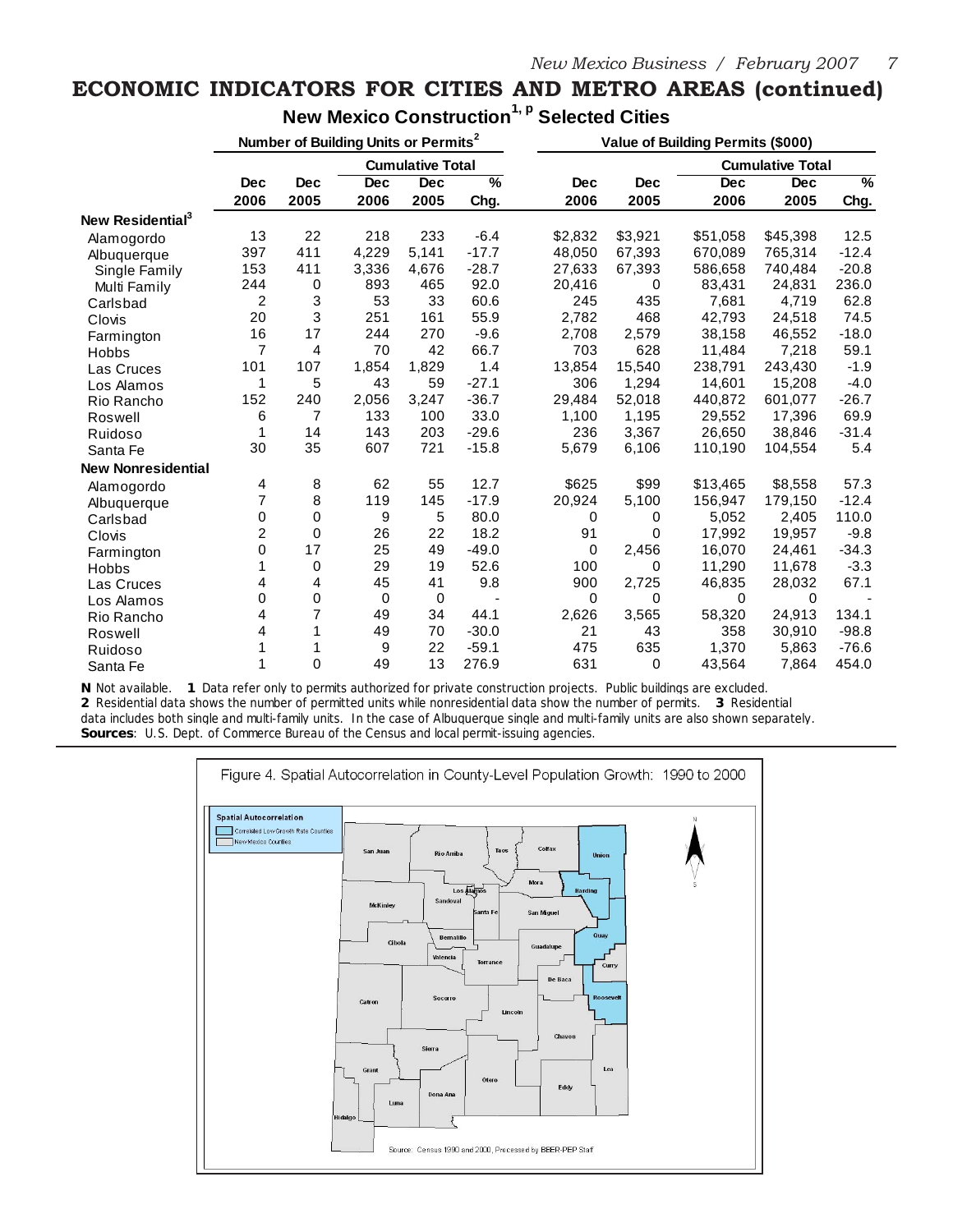# ECONOMIC INDICATORS FOR CITIES AND METRO AREAS (continued)

## New Mexico Construction[1, p] Selected Cities

| | Number of Building Units or Permits[2] | | | | | Value of Building Permits ($000) | | | | |
|---|---|---|---|---|---|---|---|---|---|---|
| | | | Cumulative Total | | | | | Cumulative Total | | |
| | Dec 2006 | Dec 2005 | Dec 2006 | Dec 2005 | % Chg. | Dec 2006 | Dec 2005 | Dec 2006 | Dec 2005 | % Chg. |
| **New Residential[3]** | | | | | | | | | | |
| Alamogordo | 13 | 22 | 218 | 233 | -6.4 | $2,832 | $3,921 | $51,058 | $45,398 | 12.5 |
| Albuquerque | 397 | 411 | 4,229 | 5,141 | -17.7 | 48,050 | 67,393 | 670,089 | 765,314 | -12.4 |
| Single Family | 153 | 411 | 3,336 | 4,676 | -28.7 | 27,633 | 67,393 | 586,658 | 740,484 | -20.8 |
| Multi Family | 244 | 0 | 893 | 465 | 92.0 | 20,416 | 0 | 83,431 | 24,831 | 236.0 |
| Carlsbad | 2 | 3 | 53 | 33 | 60.6 | 245 | 435 | 7,681 | 4,719 | 62.8 |
| Clovis | 20 | 3 | 251 | 161 | 55.9 | 2,782 | 468 | 42,793 | 24,518 | 74.5 |
| Farmington | 16 | 17 | 244 | 270 | -9.6 | 2,708 | 2,579 | 38,158 | 46,552 | -18.0 |
| Hobbs | 7 | 4 | 70 | 42 | 66.7 | 703 | 628 | 11,484 | 7,218 | 59.1 |
| Las Cruces | 101 | 107 | 1,854 | 1,829 | 1.4 | 13,854 | 15,540 | 238,791 | 243,430 | -1.9 |
| Los Alamos | 1 | 5 | 43 | 59 | -27.1 | 306 | 1,294 | 14,601 | 15,208 | -4.0 |
| Rio Rancho | 152 | 240 | 2,056 | 3,247 | -36.7 | 29,484 | 52,018 | 440,872 | 601,077 | -26.7 |
| Roswell | 6 | 7 | 133 | 100 | 33.0 | 1,100 | 1,195 | 29,552 | 17,396 | 69.9 |
| Ruidoso | 1 | 14 | 143 | 203 | -29.6 | 236 | 3,367 | 26,650 | 38,846 | -31.4 |
| Santa Fe | 30 | 35 | 607 | 721 | -15.8 | 5,679 | 6,106 | 110,190 | 104,554 | 5.4 |
| **New Nonresidential** | | | | | | | | | | |
| Alamogordo | 4 | 8 | 62 | 55 | 12.7 | $625 | $99 | $13,465 | $8,558 | 57.3 |
| Albuquerque | 7 | 8 | 119 | 145 | -17.9 | 20,924 | 5,100 | 156,947 | 179,150 | -12.4 |
| Carlsbad | 0 | 0 | 9 | 5 | 80.0 | 0 | 0 | 5,052 | 2,405 | 110.0 |
| Clovis | 2 | 0 | 26 | 22 | 18.2 | 91 | 0 | 17,992 | 19,957 | -9.8 |
| Farmington | 0 | 17 | 25 | 49 | -49.0 | 0 | 2,456 | 16,070 | 24,461 | -34.3 |
| Hobbs | 1 | 0 | 29 | 19 | 52.6 | 100 | 0 | 11,290 | 11,678 | -3.3 |
| Las Cruces | 4 | 4 | 45 | 41 | 9.8 | 900 | 2,725 | 46,835 | 28,032 | 67.1 |
| Los Alamos | 0 | 0 | 0 | 0 | - | 0 | 0 | 0 | 0 | - |
| Rio Rancho | 4 | 7 | 49 | 34 | 44.1 | 2,626 | 3,565 | 58,320 | 24,913 | 134.1 |
| Roswell | 4 | 1 | 49 | 70 | -30.0 | 21 | 43 | 358 | 30,910 | -98.8 |
| Ruidoso | 1 | 1 | 9 | 22 | -59.1 | 475 | 635 | 1,370 | 5,863 | -76.6 |
| Santa Fe | 1 | 0 | 49 | 13 | 276.9 | 631 | 0 | 43,564 | 7,864 | 454.0 |

**N** Not available. **1** Data refer only to permits authorized for private construction projects. Public buildings are excluded. **2** Residential data shows the number of permitted units while nonresidential data show the number of permits. **3** Residential data includes both single and multi-family units. In the case of Albuquerque single and multi-family units are also shown separately.
**Sources**: U.S. Dept. of Commerce Bureau of the Census and local permit-issuing agencies.

Figure 4. Spatial Autocorrelation in County-Level Population Growth: 1990 to 2000

Spatial Autocorrelation
Correlated Low-Growth Rate Counties
New Mexico Counties

San Juan
Rio Arriba
Taos
Colfax
Union
Mora
Harding
Los Alamos
Sandoval
McKinley
Santa Fe
San Miguel
Bernalillo
Quay
Cibola
Guadalupe
Valencia
Torrance
Curry
De Baca
Catron
Socorro
Roosevelt
Lincoln
Chaves
Sierra
Grant
Lea
Otero
Eddy
Dona Ana
Luna
Hidalgo

Source: Census 1990 and 2000, Processed by BBER-PEP Staff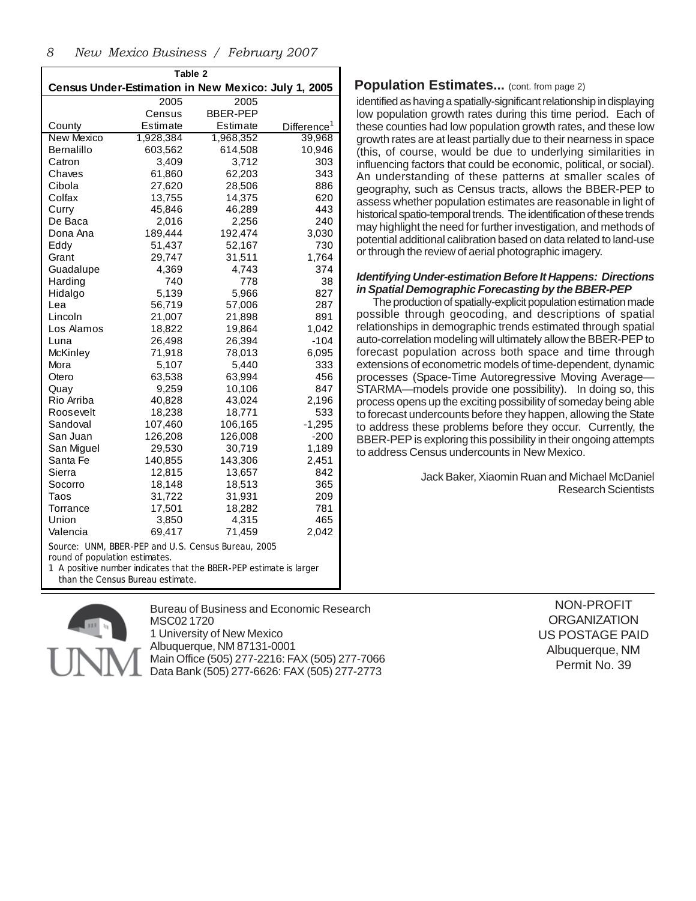**Table 2**

**Census Under-Estimation in New Mexico: July 1, 2005**

| County | 2005 Census Estimate | 2005 BBER-PEP Estimate | Difference[1] |
|---|---|---|---|
| New Mexico | 1,928,384 | 1,968,352 | 39,968 |
| Bernalillo | 603,562 | 614,508 | 10,946 |
| Catron | 3,409 | 3,712 | 303 |
| Chaves | 61,860 | 62,203 | 343 |
| Cibola | 27,620 | 28,506 | 886 |
| Colfax | 13,755 | 14,375 | 620 |
| Curry | 45,846 | 46,289 | 443 |
| De Baca | 2,016 | 2,256 | 240 |
| Dona Ana | 189,444 | 192,474 | 3,030 |
| Eddy | 51,437 | 52,167 | 730 |
| Grant | 29,747 | 31,511 | 1,764 |
| Guadalupe | 4,369 | 4,743 | 374 |
| Harding | 740 | 778 | 38 |
| Hidalgo | 5,139 | 5,966 | 827 |
| Lea | 56,719 | 57,006 | 287 |
| Lincoln | 21,007 | 21,898 | 891 |
| Los Alamos | 18,822 | 19,864 | 1,042 |
| Luna | 26,498 | 26,394 | -104 |
| McKinley | 71,918 | 78,013 | 6,095 |
| Mora | 5,107 | 5,440 | 333 |
| Otero | 63,538 | 63,994 | 456 |
| Quay | 9,259 | 10,106 | 847 |
| Rio Arriba | 40,828 | 43,024 | 2,196 |
| Roosevelt | 18,238 | 18,771 | 533 |
| Sandoval | 107,460 | 106,165 | -1,295 |
| San Juan | 126,208 | 126,008 | -200 |
| San Miguel | 29,530 | 30,719 | 1,189 |
| Santa Fe | 140,855 | 143,306 | 2,451 |
| Sierra | 12,815 | 13,657 | 842 |
| Socorro | 18,148 | 18,513 | 365 |
| Taos | 31,722 | 31,931 | 209 |
| Torrance | 17,501 | 18,282 | 781 |
| Union | 3,850 | 4,315 | 465 |
| Valencia | 69,417 | 71,459 | 2,042 |

Source: UNM, BBER-PEP and U.S. Census Bureau, 2005 round of population estimates.

1 A positive number indicates that the BBER-PEP estimate is larger than the Census Bureau estimate.

## Population Estimates... (cont. from page 2)

identified as having a spatially-significant relationship in displaying low population growth rates during this time period. Each of these counties had low population growth rates, and these low growth rates are at least partially due to their nearness in space (this, of course, would be due to underlying similarities in influencing factors that could be economic, political, or social). An understanding of these patterns at smaller scales of geography, such as Census tracts, allows the BBER-PEP to assess whether population estimates are reasonable in light of historical spatio-temporal trends. The identification of these trends may highlight the need for further investigation, and methods of potential additional calibration based on data related to land-use or through the review of aerial photographic imagery.

### *Identifying Under-estimation Before It Happens: Directions in Spatial Demographic Forecasting by the BBER-PEP*

The production of spatially-explicit population estimation made possible through geocoding, and descriptions of spatial relationships in demographic trends estimated through spatial auto-correlation modeling will ultimately allow the BBER-PEP to forecast population across both space and time through extensions of econometric models of time-dependent, dynamic processes (Space-Time Autoregressive Moving Average—STARMA—models provide one possibility). In doing so, this process opens up the exciting possibility of someday being able to forecast undercounts before they happen, allowing the State to address these problems before they occur. Currently, the BBER-PEP is exploring this possibility in their ongoing attempts to address Census undercounts in New Mexico.

Jack Baker, Xiaomin Ruan and Michael McDaniel
Research Scientists

---

UNM

Bureau of Business and Economic Research
MSC02 1720
1 University of New Mexico
Albuquerque, NM 87131-0001
Main Office (505) 277-2216: FAX (505) 277-7066
Data Bank (505) 277-6626: FAX (505) 277-2773

NON-PROFIT ORGANIZATION
US POSTAGE PAID
Albuquerque, NM
Permit No. 39